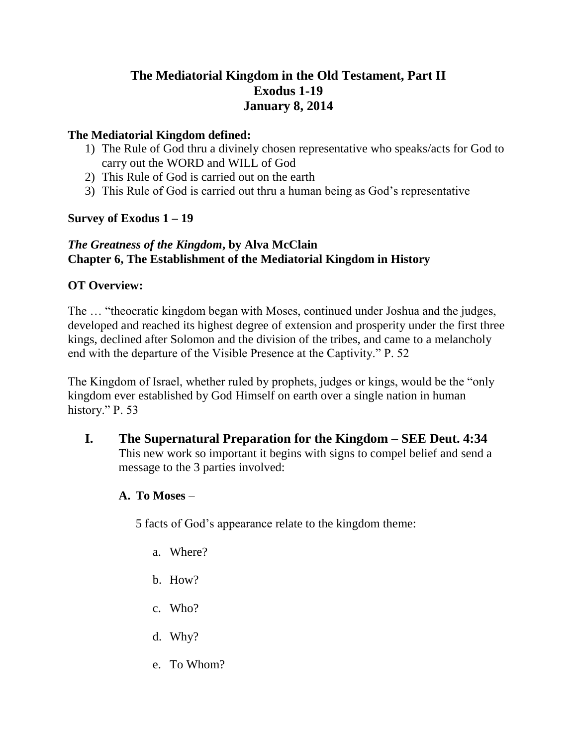# The Mediatorial Kingdom in the Old Testament, Part II
# Exodus 1-19
# January 8, 2014

**The Mediatorial Kingdom defined:**

1) The Rule of God thru a divinely chosen representative who speaks/acts for God to carry out the WORD and WILL of God
2) This Rule of God is carried out on the earth
3) This Rule of God is carried out thru a human being as God's representative

**Survey of Exodus 1 – 19**

***The Greatness of the Kingdom*, by Alva McClain**
**Chapter 6, The Establishment of the Mediatorial Kingdom in History**

**OT Overview:**

The … "theocratic kingdom began with Moses, continued under Joshua and the judges, developed and reached its highest degree of extension and prosperity under the first three kings, declined after Solomon and the division of the tribes, and came to a melancholy end with the departure of the Visible Presence at the Captivity." P. 52

The Kingdom of Israel, whether ruled by prophets, judges or kings, would be the "only kingdom ever established by God Himself on earth over a single nation in human history." P. 53

## I. The Supernatural Preparation for the Kingdom – SEE Deut. 4:34

This new work so important it begins with signs to compel belief and send a message to the 3 parties involved:

### A. To Moses –

5 facts of God's appearance relate to the kingdom theme:

a. Where?

b. How?

c. Who?

d. Why?

e. To Whom?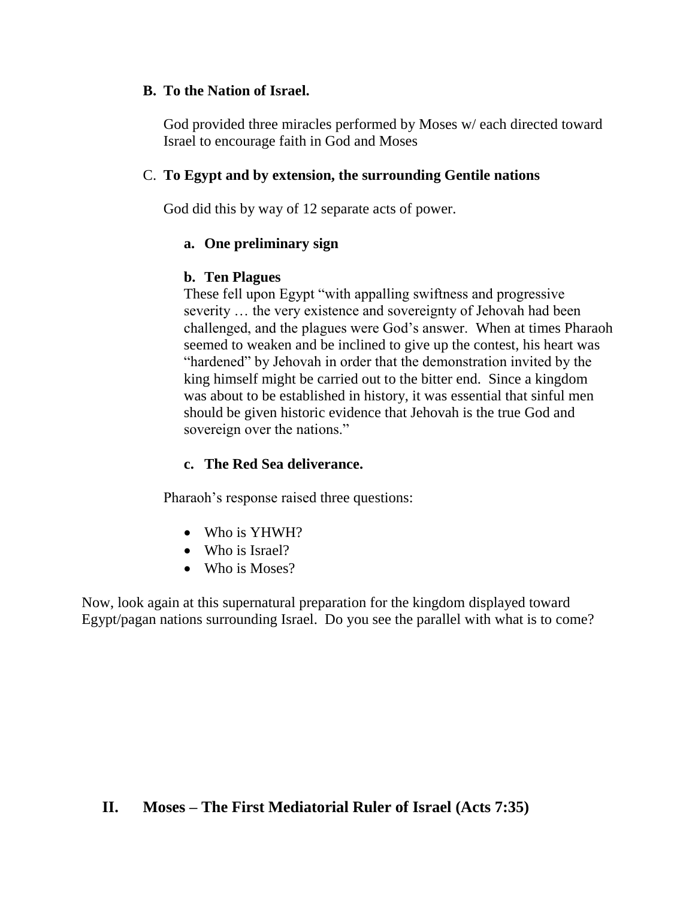**B. To the Nation of Israel.**

God provided three miracles performed by Moses w/ each directed toward Israel to encourage faith in God and Moses

C. **To Egypt and by extension, the surrounding Gentile nations**

God did this by way of 12 separate acts of power.

**a. One preliminary sign**

**b. Ten Plagues**

These fell upon Egypt "with appalling swiftness and progressive severity … the very existence and sovereignty of Jehovah had been challenged, and the plagues were God's answer. When at times Pharaoh seemed to weaken and be inclined to give up the contest, his heart was "hardened" by Jehovah in order that the demonstration invited by the king himself might be carried out to the bitter end. Since a kingdom was about to be established in history, it was essential that sinful men should be given historic evidence that Jehovah is the true God and sovereign over the nations."

**c. The Red Sea deliverance.**

Pharaoh's response raised three questions:

- Who is YHWH?
- Who is Israel?
- Who is Moses?

Now, look again at this supernatural preparation for the kingdom displayed toward Egypt/pagan nations surrounding Israel. Do you see the parallel with what is to come?

## II. Moses – The First Mediatorial Ruler of Israel (Acts 7:35)